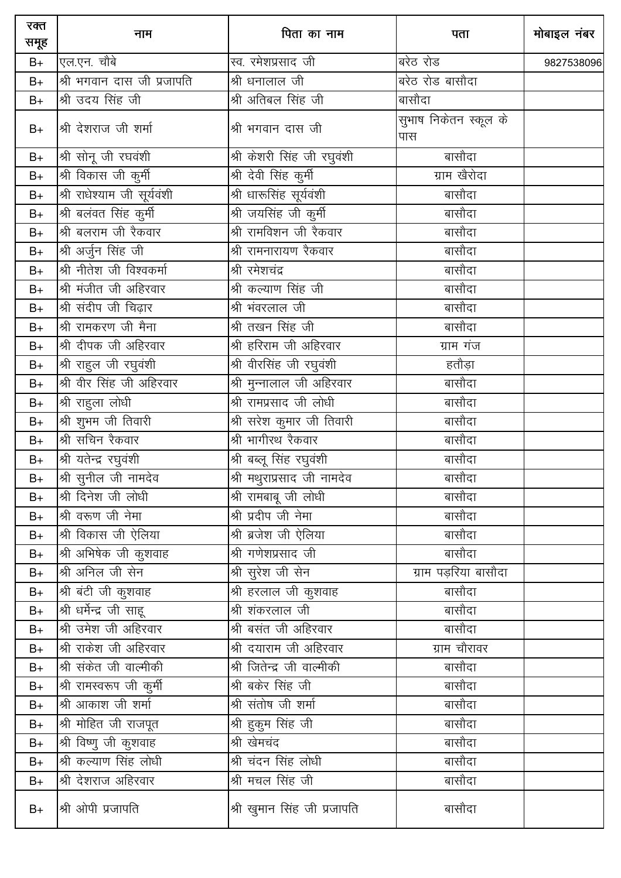| रक्त समूह | नाम | पिता का नाम | पता | मोबाइल नंबर |
|---|---|---|---|---|
| B+ | एल.एन. चौबे | स्व. रमेशप्रसाद जी | बरेठ रोड | 9827538096 |
| B+ | श्री भगवान दास जी प्रजापति | श्री धनालाल जी | बरेठ रोड बासौदा | |
| B+ | श्री उदय सिंह जी | श्री अतिबल सिंह जी | बासौदा | |
| B+ | श्री देशराज जी शर्मा | श्री भगवान दास जी | सुभाष निकेतन स्कूल के पास | |
| B+ | श्री सोनू जी रघवंशी | श्री केशरी सिंह जी रघुवंशी | बासौदा | |
| B+ | श्री विकास जी कुर्मी | श्री देवी सिंह कुर्मी | ग्राम खैरोदा | |
| B+ | श्री राधेश्याम जी सूर्यवंशी | श्री धारूसिंह सूर्यवंशी | बासौदा | |
| B+ | श्री बलवंत सिंह कुर्मी | श्री जयसिंह जी कुर्मी | बासौदा | |
| B+ | श्री बलराम जी रैकवार | श्री रामविशन जी रैकवार | बासौदा | |
| B+ | श्री अर्जुन सिंह जी | श्री रामनारायण रैकवार | बासौदा | |
| B+ | श्री नीतेश जी विश्वकर्मा | श्री रमेशचंद्र | बासौदा | |
| B+ | श्री मंजीत जी अहिरवार | श्री कल्याण सिंह जी | बासौदा | |
| B+ | श्री संदीप जी चिढ़ार | श्री भंवरलाल जी | बासौदा | |
| B+ | श्री रामकरण जी मैना | श्री तखन सिंह जी | बासौदा | |
| B+ | श्री दीपक जी अहिरवार | श्री हरिराम जी अहिरवार | ग्राम गंज | |
| B+ | श्री राहुल जी रघुवंशी | श्री वीरसिंह जी रघुवंशी | हतौड़ा | |
| B+ | श्री वीर सिंह जी अहिरवार | श्री मुन्नालाल जी अहिरवार | बासौदा | |
| B+ | श्री राहुला लोधी | श्री रामप्रसाद जी लोधी | बासौदा | |
| B+ | श्री शुभम जी तिवारी | श्री सरेश कुमार जी तिवारी | बासौदा | |
| B+ | श्री सचिन रैकवार | श्री भागीरथ रैकवार | बासौदा | |
| B+ | श्री यतेन्द्र रघुवंशी | श्री बब्लू सिंह रघुवंशी | बासौदा | |
| B+ | श्री सुनील जी नामदेव | श्री मथुराप्रसाद जी नामदेव | बासौदा | |
| B+ | श्री दिनेश जी लोधी | श्री रामबाबू जी लोधी | बासौदा | |
| B+ | श्री वरूण जी नेमा | श्री प्रदीप जी नेमा | बासौदा | |
| B+ | श्री विकास जी ऐलिया | श्री ब्रजेश जी ऐलिया | बासौदा | |
| B+ | श्री अभिषेक जी कुशवाह | श्री गणेशप्रसाद जी | बासौदा | |
| B+ | श्री अनिल जी सेन | श्री सुरेश जी सेन | ग्राम पड़रिया बासौदा | |
| B+ | श्री बंटी जी कुशवाह | श्री हरलाल जी कुशवाह | बासौदा | |
| B+ | श्री धर्मेन्द्र जी साहू | श्री शंकरलाल जी | बासौदा | |
| B+ | श्री उमेश जी अहिरवार | श्री बसंत जी अहिरवार | बासौदा | |
| B+ | श्री राकेश जी अहिरवार | श्री दयाराम जी अहिरवार | ग्राम चौरावर | |
| B+ | श्री संकेत जी वाल्मीकी | श्री जितेन्द्र जी वाल्मीकी | बासौदा | |
| B+ | श्री रामस्वरूप जी कुर्मी | श्री बकेर सिंह जी | बासौदा | |
| B+ | श्री आकाश जी शर्मा | श्री संतोष जी शर्मा | बासौदा | |
| B+ | श्री मोहित जी राजपूत | श्री हुकुम सिंह जी | बासौदा | |
| B+ | श्री विष्णु जी कुशवाह | श्री खेमचंद | बासौदा | |
| B+ | श्री कल्याण सिंह लोधी | श्री चंदन सिंह लोधी | बासौदा | |
| B+ | श्री देशराज अहिरवार | श्री मचल सिंह जी | बासौदा | |
| B+ | श्री ओपी प्रजापति | श्री खुमान सिंह जी प्रजापति | बासौदा | |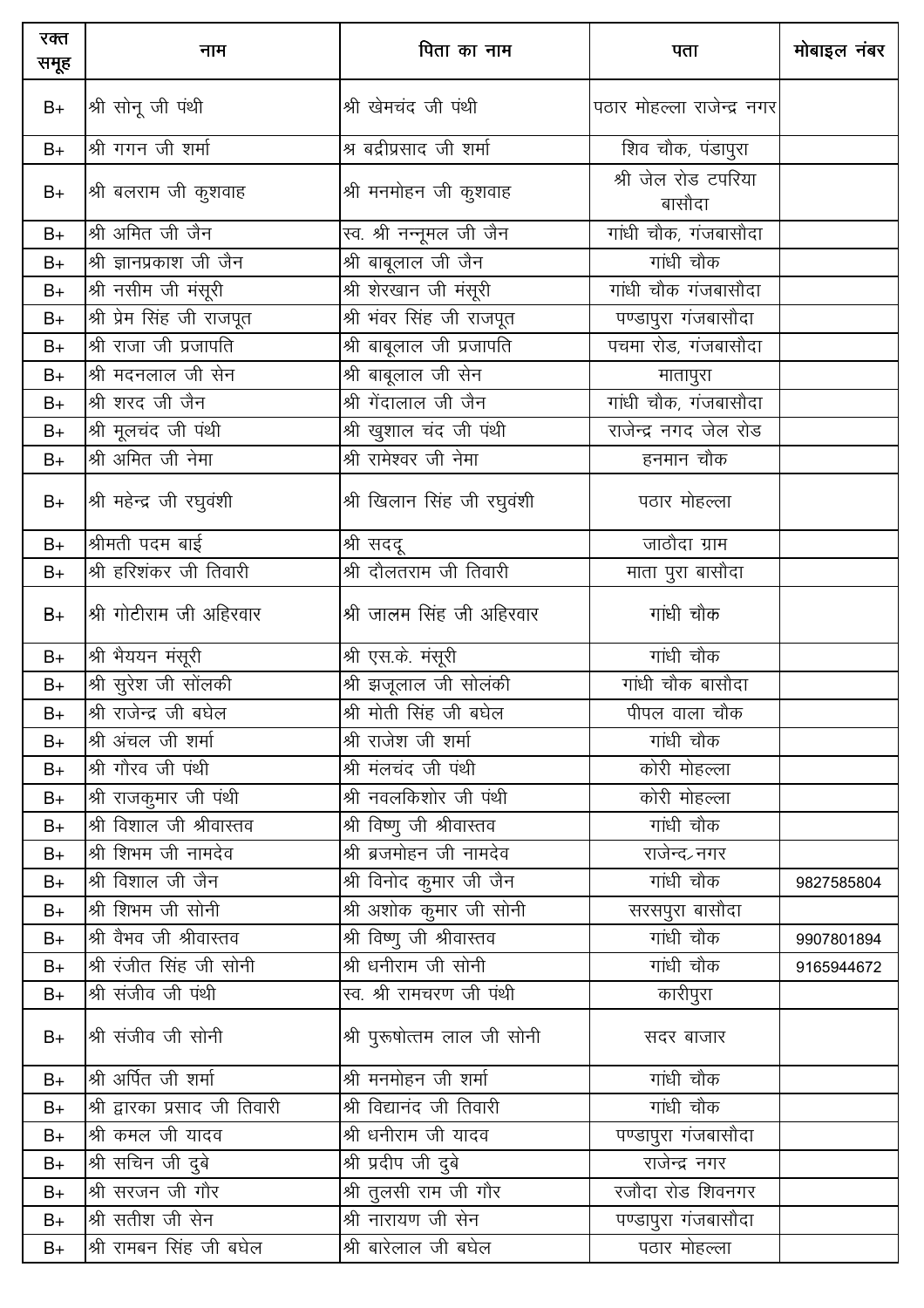| रक्त समूह | नाम | पिता का नाम | पता | मोबाइल नंबर |
|---|---|---|---|---|
| B+ | श्री सोनू जी पंथी | श्री खेमचंद जी पंथी | पठार मोहल्ला राजेन्द्र नगर | |
| B+ | श्री गगन जी शर्मा | श्र बद्रीप्रसाद जी शर्मा | शिव चौक, पंडापुरा | |
| B+ | श्री बलराम जी कुशवाह | श्री मनमोहन जी कुशवाह | श्री जेल रोड टपरिया बासौदा | |
| B+ | श्री अमित जी जैन | स्व. श्री नन्नूमल जी जैन | गांधी चौक, गंजबासौदा | |
| B+ | श्री ज्ञानप्रकाश जी जैन | श्री बाबूलाल जी जैन | गांधी चौक | |
| B+ | श्री नसीम जी मंसूरी | श्री शेरखान जी मंसूरी | गांधी चौक गंजबासौदा | |
| B+ | श्री प्रेम सिंह जी राजपूत | श्री भंवर सिंह जी राजपूत | पण्डापुरा गंजबासौदा | |
| B+ | श्री राजा जी प्रजापति | श्री बाबूलाल जी प्रजापति | पचमा रोड, गंजबासौदा | |
| B+ | श्री मदनलाल जी सेन | श्री बाबूलाल जी सेन | मातापुरा | |
| B+ | श्री शरद जी जैन | श्री गेंदालाल जी जैन | गांधी चौक, गंजबासौदा | |
| B+ | श्री मूलचंद जी पंथी | श्री खुशाल चंद जी पंथी | राजेन्द्र नगद जेल रोड | |
| B+ | श्री अमित जी नेमा | श्री रामेश्वर जी नेमा | हनमान चौक | |
| B+ | श्री महेन्द्र जी रघुवंशी | श्री खिलान सिंह जी रघुवंशी | पठार मोहल्ला | |
| B+ | श्रीमती पदम बाई | श्री सददू | जाठौदा ग्राम | |
| B+ | श्री हरिशंकर जी तिवारी | श्री दौलतराम जी तिवारी | माता पुरा बासौदा | |
| B+ | श्री गोटीराम जी अहिरवार | श्री जालम सिंह जी अहिरवार | गांधी चौक | |
| B+ | श्री भैययन मंसूरी | श्री एस.के. मंसूरी | गांधी चौक | |
| B+ | श्री सुरेश जी सोंलकी | श्री झजूलाल जी सोलंकी | गांधी चौक बासौदा | |
| B+ | श्री राजेन्द्र जी बघेल | श्री मोती सिंह जी बघेल | पीपल वाला चौक | |
| B+ | श्री अंचल जी शर्मा | श्री राजेश जी शर्मा | गांधी चौक | |
| B+ | श्री गौरव जी पंथी | श्री मंलचंद जी पंथी | कोरी मोहल्ला | |
| B+ | श्री राजकुमार जी पंथी | श्री नवलकिशोर जी पंथी | कोरी मोहल्ला | |
| B+ | श्री विशाल जी श्रीवास्तव | श्री विष्णु जी श्रीवास्तव | गांधी चौक | |
| B+ | श्री शिभम जी नामदेव | श्री ब्रजमोहन जी नामदेव | राजेन्द्र नगर | |
| B+ | श्री विशाल जी जैन | श्री विनोद कुमार जी जैन | गांधी चौक | 9827585804 |
| B+ | श्री शिभम जी सोनी | श्री अशोक कुमार जी सोनी | सरसपुरा बासौदा | |
| B+ | श्री वैभव जी श्रीवास्तव | श्री विष्णु जी श्रीवास्तव | गांधी चौक | 9907801894 |
| B+ | श्री रंजीत सिंह जी सोनी | श्री धनीराम जी सोनी | गांधी चौक | 9165944672 |
| B+ | श्री संजीव जी पंथी | स्व. श्री रामचरण जी पंथी | कारीपुरा | |
| B+ | श्री संजीव जी सोनी | श्री पुरूषोत्तम लाल जी सोनी | सदर बाजार | |
| B+ | श्री अर्पित जी शर्मा | श्री मनमोहन जी शर्मा | गांधी चौक | |
| B+ | श्री द्वारका प्रसाद जी तिवारी | श्री विद्यानंद जी तिवारी | गांधी चौक | |
| B+ | श्री कमल जी यादव | श्री धनीराम जी यादव | पण्डापुरा गंजबासौदा | |
| B+ | श्री सचिन जी दुबे | श्री प्रदीप जी दुबे | राजेन्द्र नगर | |
| B+ | श्री सरजन जी गौर | श्री तुलसी राम जी गौर | रजौदा रोड शिवनगर | |
| B+ | श्री सतीश जी सेन | श्री नारायण जी सेन | पण्डापुरा गंजबासौदा | |
| B+ | श्री रामबन सिंह जी बघेल | श्री बारेलाल जी बघेल | पठार मोहल्ला | |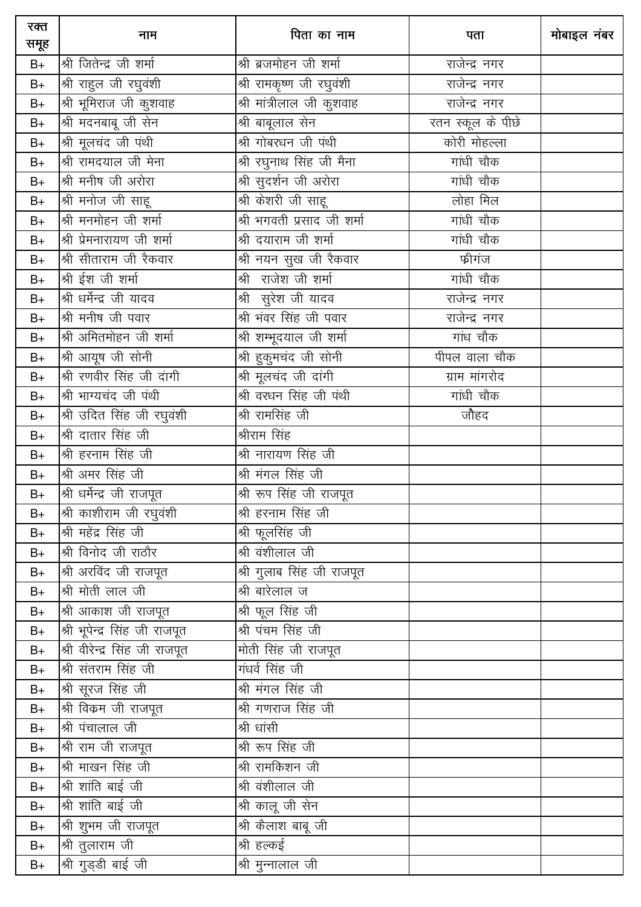| रक्त समूह | नाम | पिता का नाम | पता | मोबाइल नंबर |
|---|---|---|---|---|
| B+ | श्री जितेन्द्र जी शर्मा | श्री ब्रजमोहन जी शर्मा | राजेन्द्र नगर | |
| B+ | श्री राहुल जी रघुवंशी | श्री रामकृष्ण जी रघुवंशी | राजेन्द्र नगर | |
| B+ | श्री भूमिराज जी कुशवाह | श्री मांत्रीलाल जी कुशवाह | राजेन्द्र नगर | |
| B+ | श्री मदनबाबू जी सेन | श्री बाबूलाल सेन | रतन स्कूल के पीछे | |
| B+ | श्री मूलचंद जी पंथी | श्री गोबरधन जी पंथी | कोरी मोहल्ला | |
| B+ | श्री रामदयाल जी मेना | श्री रघुनाथ सिंह जी मैना | गांधी चौक | |
| B+ | श्री मनीष जी अरोरा | श्री सुदर्शन जी अरोरा | गांधी चौक | |
| B+ | श्री मनोज जी साहू | श्री केशरी जी साहू | लोहा मिल | |
| B+ | श्री मनमोहन जी शर्मा | श्री भगवती प्रसाद जी शर्मा | गांधी चौक | |
| B+ | श्री प्रेमनारायण जी शर्मा | श्री दयाराम जी शर्मा | गांधी चौक | |
| B+ | श्री सीताराम जी रैकवार | श्री नयन सुख जी रैकवार | फ्रीगंज | |
| B+ | श्री ईश जी शर्मा | श्री राजेश जी शर्मा | गांधी चौक | |
| B+ | श्री धर्मेन्द्र जी यादव | श्री सुरेश जी यादव | राजेन्द्र नगर | |
| B+ | श्री मनीष जी पवार | श्री भंवर सिंह जी पवार | राजेन्द्र नगर | |
| B+ | श्री अमितमोहन जी शर्मा | श्री शम्भूदयाल जी शर्मा | गांध चौक | |
| B+ | श्री आयूष जी सोनी | श्री हुकुमचंद जी सोनी | पीपल वाला चौक | |
| B+ | श्री रणवीर सिंह जी दांगी | श्री मूलचंद जी दांगी | ग्राम मांगरोद | |
| B+ | श्री भाग्यचंद जी पंथी | श्री वरधन सिंह जी पंथी | गांधी चौक | |
| B+ | श्री उदित सिंह जी रघुवंशी | श्री रामसिंह जी | जौहद | |
| B+ | श्री दातार सिंह जी | श्रीराम सिंह | | |
| B+ | श्री हरनाम सिंह जी | श्री नारायण सिंह जी | | |
| B+ | श्री अमर सिंह जी | श्री मंगल सिंह जी | | |
| B+ | श्री धर्मेन्द्र जी राजपूत | श्री रूप सिंह जी राजपूत | | |
| B+ | श्री काशीराम जी रघुवंशी | श्री हरनाम सिंह जी | | |
| B+ | श्री महेंद्र सिंह जी | श्री फूलसिंह जी | | |
| B+ | श्री विनोद जी राठौर | श्री वंशीलाल जी | | |
| B+ | श्री अरविंद जी राजपूत | श्री गुलाब सिंह जी राजपूत | | |
| B+ | श्री मोती लाल जी | श्री बारेलाल ज | | |
| B+ | श्री आकाश जी राजपूत | श्री फूल सिंह जी | | |
| B+ | श्री भूपेन्द्र सिंह जी राजपूत | श्री पंचम सिंह जी | | |
| B+ | श्री वीरेन्द्र सिंह जी राजपूत | मोती सिंह जी राजपूत | | |
| B+ | श्री संतराम सिंह जी | गंधर्व सिंह जी | | |
| B+ | श्री सूरज सिंह जी | श्री मंगल सिंह जी | | |
| B+ | श्री विक्रम जी राजपूत | श्री गणराज सिंह जी | | |
| B+ | श्री पंचालाल जी | श्री धांसी | | |
| B+ | श्री राम जी राजपूत | श्री रूप सिंह जी | | |
| B+ | श्री माखन सिंह जी | श्री रामकिशन जी | | |
| B+ | श्री शांति बाई जी | श्री वंशीलाल जी | | |
| B+ | श्री शांति बाई जी | श्री कालू जी सेन | | |
| B+ | श्री शुभम जी राजपूत | श्री कैलाश बाबू जी | | |
| B+ | श्री तुलाराम जी | श्री हल्कई | | |
| B+ | श्री गुड्डी बाई जी | श्री मुन्नालाल जी | | |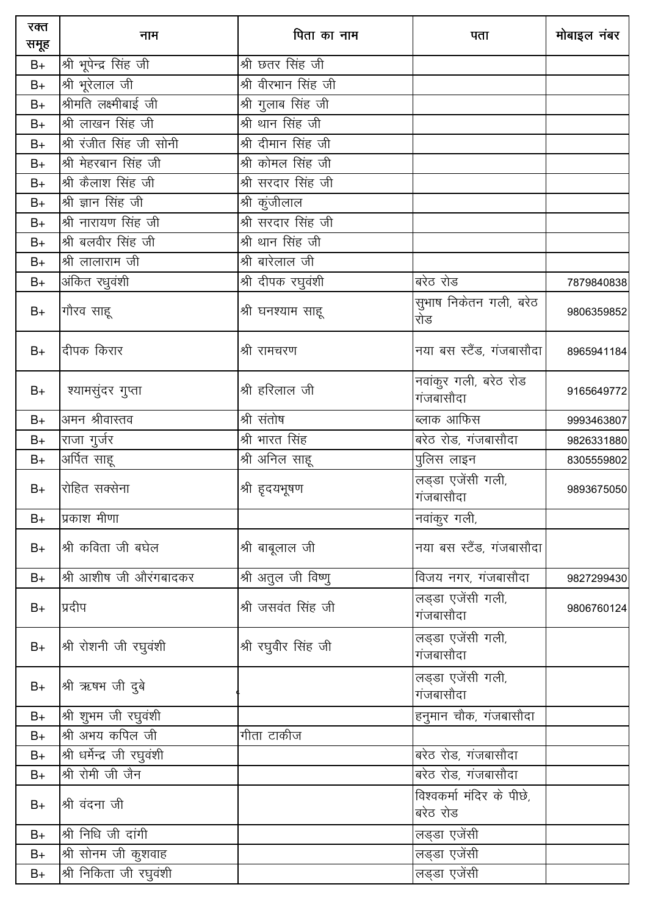| रक्त समूह | नाम | पिता का नाम | पता | मोबाइल नंबर |
|---|---|---|---|---|
| B+ | श्री भूपेन्द्र सिंह जी | श्री छतर सिंह जी | | |
| B+ | श्री भूरेलाल जी | श्री वीरभान सिंह जी | | |
| B+ | श्रीमति लक्ष्मीबाई जी | श्री गुलाब सिंह जी | | |
| B+ | श्री लाखन सिंह जी | श्री थान सिंह जी | | |
| B+ | श्री रंजीत सिंह जी सोनी | श्री दीमान सिंह जी | | |
| B+ | श्री मेहरबान सिंह जी | श्री कोमल सिंह जी | | |
| B+ | श्री कैलाश सिंह जी | श्री सरदार सिंह जी | | |
| B+ | श्री ज्ञान सिंह जी | श्री कुंजीलाल | | |
| B+ | श्री नारायण सिंह जी | श्री सरदार सिंह जी | | |
| B+ | श्री बलवीर सिंह जी | श्री थान सिंह जी | | |
| B+ | श्री लालाराम जी | श्री बारेलाल जी | | |
| B+ | अंकित रघुवंशी | श्री दीपक रघुवंशी | बरेठ रोड | 7879840838 |
| B+ | गौरव साहू | श्री घनश्याम साहू | सुभाष निकेतन गली, बरेठ रोड | 9806359852 |
| B+ | दीपक किरार | श्री रामचरण | नया बस स्टैंड, गंजबासौदा | 8965941184 |
| B+ | श्यामसुंदर गुप्ता | श्री हरिलाल जी | नवांकुर गली, बरेठ रोड गंजबासौदा | 9165649772 |
| B+ | अमन श्रीवास्तव | श्री संतोष | ब्लाक आफिस | 9993463807 |
| B+ | राजा गुर्जर | श्री भारत सिंह | बरेठ रोड, गंजबासौदा | 9826331880 |
| B+ | अर्पित साहू | श्री अनिल साहू | पुलिस लाइन | 8305559802 |
| B+ | रोहित सक्सेना | श्री हृदयभूषण | लड्डा एजेंसी गली, गंजबासौदा | 9893675050 |
| B+ | प्रकाश मीणा | | नवांकुर गली, | |
| B+ | श्री कविता जी बघेल | श्री बाबूलाल जी | नया बस स्टैंड, गंजबासौदा | |
| B+ | श्री आशीष जी औरंगबादकर | श्री अतुल जी विष्णु | विजय नगर, गंजबासौदा | 9827299430 |
| B+ | प्रदीप | श्री जसवंत सिंह जी | लड्डा एजेंसी गली, गंजबासौदा | 9806760124 |
| B+ | श्री रोशनी जी रघुवंशी | श्री रघुवीर सिंह जी | लड्डा एजेंसी गली, गंजबासौदा | |
| B+ | श्री ऋषभ जी दुबे | | लड्डा एजेंसी गली, गंजबासौदा | |
| B+ | श्री शुभम जी रघुवंशी | | हनुमान चौक, गंजबासौदा | |
| B+ | श्री अभय कपिल जी | गीता टाकीज | | |
| B+ | श्री धर्मेन्द्र जी रघुवंशी | | बरेठ रोड, गंजबासौदा | |
| B+ | श्री रोमी जी जैन | | बरेठ रोड, गंजबासौदा | |
| B+ | श्री वंदना जी | | विश्वकर्मा मंदिर के पीछे, बरेठ रोड | |
| B+ | श्री निधि जी दांगी | | लड्डा एजेंसी | |
| B+ | श्री सोनम जी कुशवाह | | लड्डा एजेंसी | |
| B+ | श्री निकिता जी रघुवंशी | | लड्डा एजेंसी | |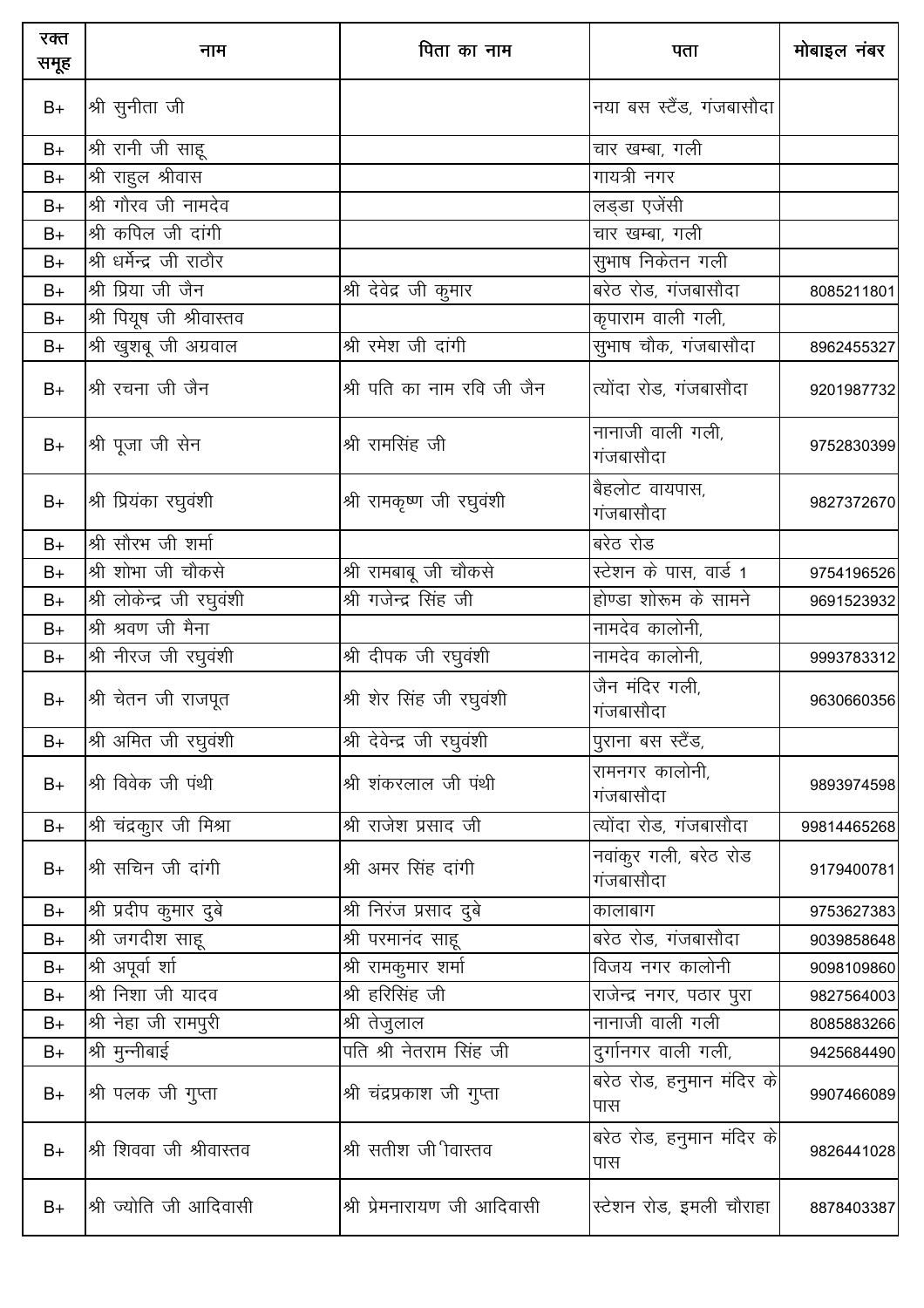| रक्त समूह | नाम | पिता का नाम | पता | मोबाइल नंबर |
|---|---|---|---|---|
| B+ | श्री सुनीता जी | | नया बस स्टैंड, गंजबासौदा | |
| B+ | श्री रानी जी साहू | | चार खम्बा, गली | |
| B+ | श्री राहुल श्रीवास | | गायत्री नगर | |
| B+ | श्री गौरव जी नामदेव | | लड्डा एजेंसी | |
| B+ | श्री कपिल जी दांगी | | चार खम्बा, गली | |
| B+ | श्री धर्मेन्द्र जी राठौर | | सुभाष निकेतन गली | |
| B+ | श्री प्रिया जी जैन | श्री देवेद्र जी कुमार | बरेठ रोड, गंजबासौदा | 8085211801 |
| B+ | श्री पियूष जी श्रीवास्तव | | कृपाराम वाली गली, | |
| B+ | श्री खुशबू जी अग्रवाल | श्री रमेश जी दांगी | सुभाष चौक, गंजबासौदा | 8962455327 |
| B+ | श्री रचना जी जैन | श्री पति का नाम रवि जी जैन | त्योंदा रोड, गंजबासौदा | 9201987732 |
| B+ | श्री पूजा जी सेन | श्री रामसिंह जी | नानाजी वाली गली, गंजबासौदा | 9752830399 |
| B+ | श्री प्रियंका रघुवंशी | श्री रामकृष्ण जी रघुवंशी | बैहलोट वायपास, गंजबासौदा | 9827372670 |
| B+ | श्री सौरभ जी शर्मा | | बरेठ रोड | |
| B+ | श्री शोभा जी चौकसे | श्री रामबाबू जी चौकसे | स्टेशन के पास, वार्ड 1 | 9754196526 |
| B+ | श्री लोकेन्द्र जी रघुवंशी | श्री गजेन्द्र सिंह जी | होण्डा शोरूम के सामने | 9691523932 |
| B+ | श्री श्रवण जी मैना | | नामदेव कालोनी, | |
| B+ | श्री नीरज जी रघुवंशी | श्री दीपक जी रघुवंशी | नामदेव कालोनी, | 9993783312 |
| B+ | श्री चेतन जी राजपूत | श्री शेर सिंह जी रघुवंशी | जैन मंदिर गली, गंजबासौदा | 9630660356 |
| B+ | श्री अमित जी रघुवंशी | श्री देवेन्द्र जी रघुवंशी | पुराना बस स्टैंड, | |
| B+ | श्री विवेक जी पंथी | श्री शंकरलाल जी पंथी | रामनगर कालोनी, गंजबासौदा | 9893974598 |
| B+ | श्री चंद्रकुार जी मिश्रा | श्री राजेश प्रसाद जी | त्योंदा रोड, गंजबासौदा | 99814465268 |
| B+ | श्री सचिन जी दांगी | श्री अमर सिंह दांगी | नवांकुर गली, बरेठ रोड गंजबासौदा | 9179400781 |
| B+ | श्री प्रदीप कुमार दुबे | श्री निरंज प्रसाद दुबे | कालाबाग | 9753627383 |
| B+ | श्री जगदीश साहू | श्री परमानंद साहू | बरेठ रोड, गंजबासौदा | 9039858648 |
| B+ | श्री अपूर्वा र्शा | श्री रामकुमार शर्मा | विजय नगर कालोनी | 9098109860 |
| B+ | श्री निशा जी यादव | श्री हरिसिंह जी | राजेन्द्र नगर, पठार पुरा | 9827564003 |
| B+ | श्री नेहा जी रामपुरी | श्री तेजुलाल | नानाजी वाली गली | 8085883266 |
| B+ | श्री मुन्नीबाई | पति श्री नेतराम सिंह जी | दुर्गानगर वाली गली, | 9425684490 |
| B+ | श्री पलक जी गुप्ता | श्री चंद्रप्रकाश जी गुप्ता | बरेठ रोड, हनुमान मंदिर के पास | 9907466089 |
| B+ | श्री शिववा जी श्रीवास्तव | श्री सतीश जी ीवास्तव | बरेठ रोड, हनुमान मंदिर के पास | 9826441028 |
| B+ | श्री ज्योति जी आदिवासी | श्री प्रेमनारायण जी आदिवासी | स्टेशन रोड, इमली चौराहा | 8878403387 |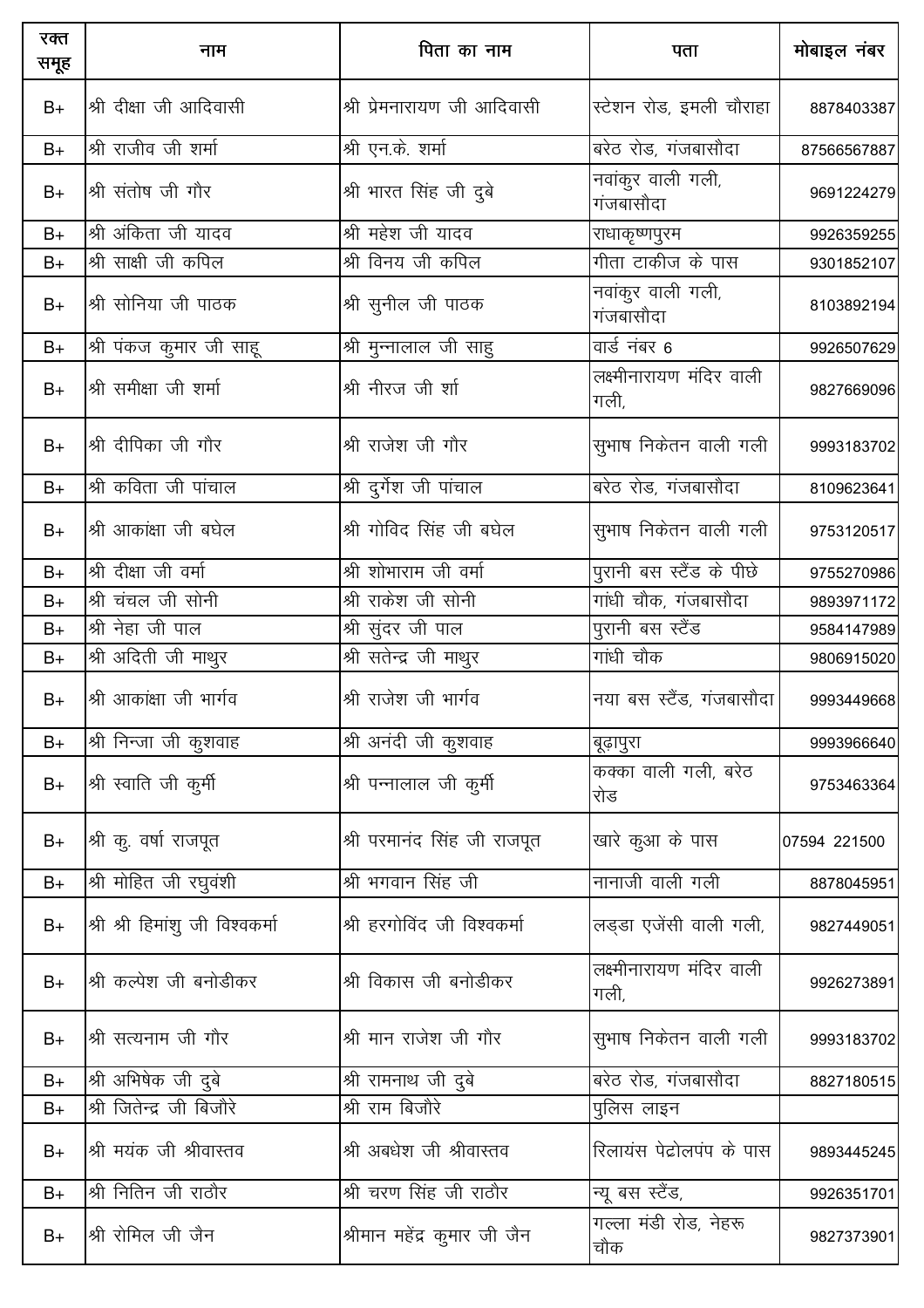| रक्त समूह | नाम | पिता का नाम | पता | मोबाइल नंबर |
|---|---|---|---|---|
| B+ | श्री दीक्षा जी आदिवासी | श्री प्रेमनारायण जी आदिवासी | स्टेशन रोड, इमली चौराहा | 8878403387 |
| B+ | श्री राजीव जी शर्मा | श्री एन.के. शर्मा | बरेठ रोड, गंजबासौदा | 87566567887 |
| B+ | श्री संतोष जी गौर | श्री भारत सिंह जी दुबे | नवांकुर वाली गली, गंजबासौदा | 9691224279 |
| B+ | श्री अंकिता जी यादव | श्री महेश जी यादव | राधाकृष्णपुरम | 9926359255 |
| B+ | श्री साक्षी जी कपिल | श्री विनय जी कपिल | गीता टाकीज के पास | 9301852107 |
| B+ | श्री सोनिया जी पाठक | श्री सुनील जी पाठक | नवांकुर वाली गली, गंजबासौदा | 8103892194 |
| B+ | श्री पंकज कुमार जी साहू | श्री मुन्नालाल जी साहु | वार्ड नंबर 6 | 9926507629 |
| B+ | श्री समीक्षा जी शर्मा | श्री नीरज जी र्शा | लक्ष्मीनारायण मंदिर वाली गली, | 9827669096 |
| B+ | श्री दीपिका जी गौर | श्री राजेश जी गौर | सुभाष निकेतन वाली गली | 9993183702 |
| B+ | श्री कविता जी पांचाल | श्री दुर्गेश जी पांचाल | बरेठ रोड, गंजबासौदा | 8109623641 |
| B+ | श्री आकांक्षा जी बघेल | श्री गोविद सिंह जी बघेल | सुभाष निकेतन वाली गली | 9753120517 |
| B+ | श्री दीक्षा जी वर्मा | श्री शोभाराम जी वर्मा | पुरानी बस स्टैंड के पीछे | 9755270986 |
| B+ | श्री चंचल जी सोनी | श्री राकेश जी सोनी | गांधी चौक, गंजबासौदा | 9893971172 |
| B+ | श्री नेहा जी पाल | श्री सुंदर जी पाल | पुरानी बस स्टैंड | 9584147989 |
| B+ | श्री अदिती जी माथुर | श्री सतेन्द्र जी माथुर | गांधी चौक | 9806915020 |
| B+ | श्री आकांक्षा जी भार्गव | श्री राजेश जी भार्गव | नया बस स्टैंड, गंजबासौदा | 9993449668 |
| B+ | श्री निन्जा जी कुशवाह | श्री अनंदी जी कुशवाह | बूढ़ापुरा | 9993966640 |
| B+ | श्री स्वाति जी कुर्मी | श्री पन्नालाल जी कुर्मी | कक्का वाली गली, बरेठ रोड | 9753463364 |
| B+ | श्री कु. वर्षा राजपूत | श्री परमानंद सिंह जी राजपूत | खारे कुआ के पास | 07594 221500 |
| B+ | श्री मोहित जी रघुवंशी | श्री भगवान सिंह जी | नानाजी वाली गली | 8878045951 |
| B+ | श्री श्री हिमांशु जी विश्वकर्मा | श्री हरगोविंद जी विश्वकर्मा | लड्डा एजेंसी वाली गली, | 9827449051 |
| B+ | श्री कल्पेश जी बनोडीकर | श्री विकास जी बनोडीकर | लक्ष्मीनारायण मंदिर वाली गली, | 9926273891 |
| B+ | श्री सत्यनाम जी गौर | श्री मान राजेश जी गौर | सुभाष निकेतन वाली गली | 9993183702 |
| B+ | श्री अभिषेक जी दुबे | श्री रामनाथ जी दुबे | बरेठ रोड, गंजबासौदा | 8827180515 |
| B+ | श्री जितेन्द्र जी बिजौरे | श्री राम बिजोरे | पुलिस लाइन | |
| B+ | श्री मयंक जी श्रीवास्तव | श्री अबधेश जी श्रीवास्तव | रिलायंस पेट्रोलपंप के पास | 9893445245 |
| B+ | श्री नितिन जी राठौर | श्री चरण सिंह जी राठौर | न्यू बस स्टैंड, | 9926351701 |
| B+ | श्री रोमिल जी जैन | श्रीमान महेंद्र कुमार जी जैन | गल्ला मंडी रोड, नेहरू चौक | 9827373901 |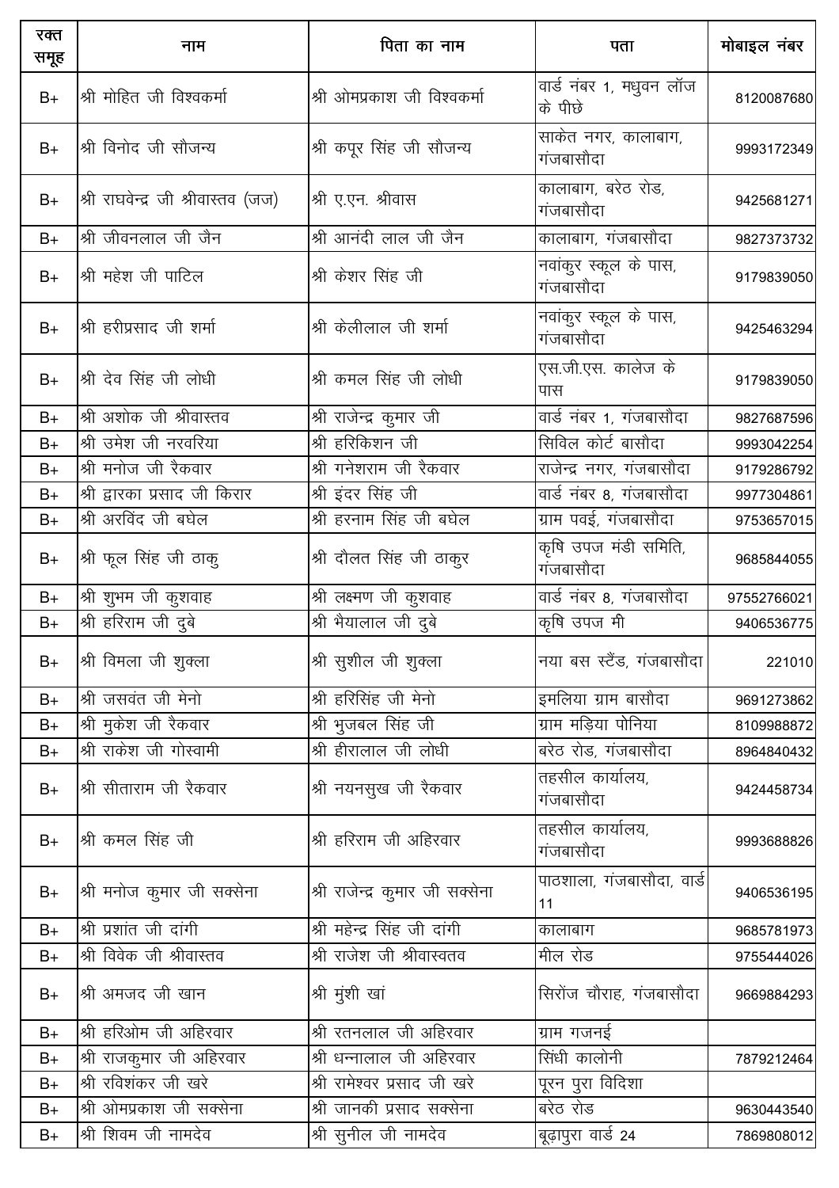| रक्त समूह | नाम | पिता का नाम | पता | मोबाइल नंबर |
|---|---|---|---|---|
| B+ | श्री मोहित जी विश्वकर्मा | श्री ओमप्रकाश जी विश्वकर्मा | वार्ड नंबर 1, मधुवन लॉज के पीछे | 8120087680 |
| B+ | श्री विनोद जी सौजन्य | श्री कपूर सिंह जी सौजन्य | साकेत नगर, कालाबाग, गंजबासौदा | 9993172349 |
| B+ | श्री राघवेन्द्र जी श्रीवास्तव (जज) | श्री ए.एन. श्रीवास | कालाबाग, बरेठ रोड, गंजबासौदा | 9425681271 |
| B+ | श्री जीवनलाल जी जैन | श्री आनंदी लाल जी जैन | कालाबाग, गंजबासौदा | 9827373732 |
| B+ | श्री महेश जी पाटिल | श्री केशर सिंह जी | नवांकुर स्कूल के पास, गंजबासौदा | 9179839050 |
| B+ | श्री हरीप्रसाद जी शर्मा | श्री केलीलाल जी शर्मा | नवांकुर स्कूल के पास, गंजबासौदा | 9425463294 |
| B+ | श्री देव सिंह जी लोधी | श्री कमल सिंह जी लोधी | एस.जी.एस. कालेज के पास | 9179839050 |
| B+ | श्री अशोक जी श्रीवास्तव | श्री राजेन्द्र कुमार जी | वार्ड नंबर 1, गंजबासौदा | 9827687596 |
| B+ | श्री उमेश जी नरवरिया | श्री हरिकिशन जी | सिविल कोर्ट बासौदा | 9993042254 |
| B+ | श्री मनोज जी रैकवार | श्री गनेशराम जी रैकवार | राजेन्द्र नगर, गंजबासौदा | 9179286792 |
| B+ | श्री द्वारका प्रसाद जी किरार | श्री इंदर सिंह जी | वार्ड नंबर 8, गंजबासौदा | 9977304861 |
| B+ | श्री अरविंद जी बघेल | श्री हरनाम सिंह जी बघेल | ग्राम पवई, गंजबासौदा | 9753657015 |
| B+ | श्री फूल सिंह जी ठाकु | श्री दौलत सिंह जी ठाकुर | कृषि उपज मंडी समिति, गंजबासौदा | 9685844055 |
| B+ | श्री शुभम जी कुशवाह | श्री लक्ष्मण जी कुशवाह | वार्ड नंबर 8, गंजबासौदा | 97552766021 |
| B+ | श्री हरिराम जी दुबे | श्री भैयालाल जी दुबे | कृषि उपज मी | 9406536775 |
| B+ | श्री विमला जी शुक्ला | श्री सुशील जी शुक्ला | नया बस स्टैंड, गंजबासौदा | 221010 |
| B+ | श्री जसवंत जी मेनो | श्री हरिसिंह जी मेनो | इमलिया ग्राम बासौदा | 9691273862 |
| B+ | श्री मुकेश जी रैकवार | श्री भुजबल सिंह जी | ग्राम मड़िया पोनिया | 8109988872 |
| B+ | श्री राकेश जी गोस्वामी | श्री हीरालाल जी लोधी | बरेठ रोड, गंजबासौदा | 8964840432 |
| B+ | श्री सीताराम जी रैकवार | श्री नयनसुख जी रैकवार | तहसील कार्यालय, गंजबासौदा | 9424458734 |
| B+ | श्री कमल सिंह जी | श्री हरिराम जी अहिरवार | तहसील कार्यालय, गंजबासौदा | 9993688826 |
| B+ | श्री मनोज कुमार जी सक्सेना | श्री राजेन्द्र कुमार जी सक्सेना | पाठशाला, गंजबासौदा, वार्ड 11 | 9406536195 |
| B+ | श्री प्रशांत जी दांगी | श्री महेन्द्र सिंह जी दांगी | कालाबाग | 9685781973 |
| B+ | श्री विवेक जी श्रीवास्तव | श्री राजेश जी श्रीवास्वतव | मील रोड | 9755444026 |
| B+ | श्री अमजद जी खान | श्री मुंशी खां | सिरोंज चौराह, गंजबासौदा | 9669884293 |
| B+ | श्री हरिओम जी अहिरवार | श्री रतनलाल जी अहिरवार | ग्राम गजनई | |
| B+ | श्री राजकुमार जी अहिरवार | श्री धन्नालाल जी अहिरवार | सिंधी कालोनी | 7879212464 |
| B+ | श्री रविशंकर जी खरे | श्री रामेश्वर प्रसाद जी खरे | पूरन पुरा विदिशा | |
| B+ | श्री ओमप्रकाश जी सक्सेना | श्री जानकी प्रसाद सक्सेना | बरेठ रोड | 9630443540 |
| B+ | श्री शिवम जी नामदेव | श्री सुनील जी नामदेव | बूढ़ापुरा वार्ड 24 | 7869808012 |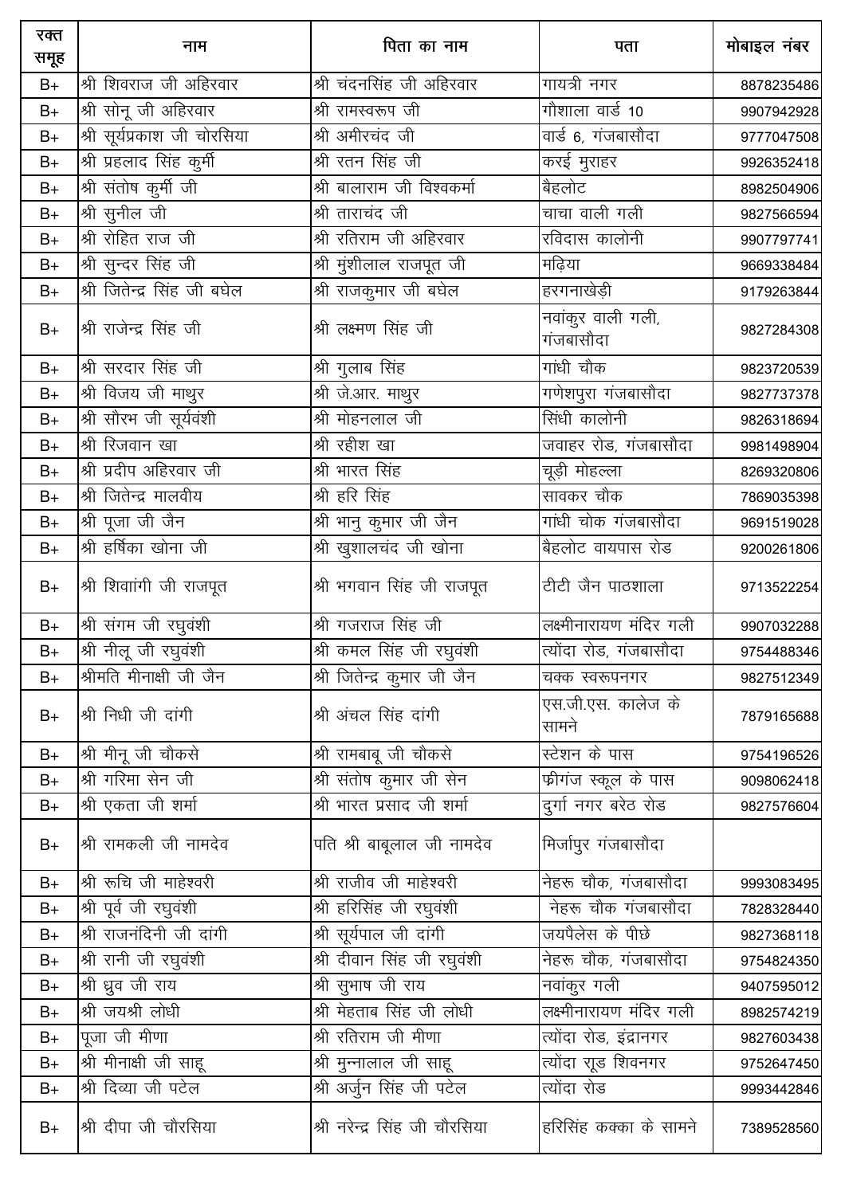| रक्त समूह | नाम | पिता का नाम | पता | मोबाइल नंबर |
|---|---|---|---|---|
| B+ | श्री शिवराज जी अहिरवार | श्री चंदनसिंह जी अहिरवार | गायत्री नगर | 8878235486 |
| B+ | श्री सोनू जी अहिरवार | श्री रामस्वरूप जी | गौशाला वार्ड 10 | 9907942928 |
| B+ | श्री सूर्यप्रकाश जी चोरसिया | श्री अमीरचंद जी | वार्ड 6, गंजबासौदा | 9777047508 |
| B+ | श्री प्रहलाद सिंह कुर्मी | श्री रतन सिंह जी | करई मुराहर | 9926352418 |
| B+ | श्री संतोष कुर्मी जी | श्री बालाराम जी विश्वकर्मा | बैहलोट | 8982504906 |
| B+ | श्री सुनील जी | श्री ताराचंद जी | चाचा वाली गली | 9827566594 |
| B+ | श्री रोहित राज जी | श्री रतिराम जी अहिरवार | रविदास कालोनी | 9907797741 |
| B+ | श्री सुन्दर सिंह जी | श्री मुंशीलाल राजपूत जी | मढ़िया | 9669338484 |
| B+ | श्री जितेन्द्र सिंह जी बघेल | श्री राजकुमार जी बघेल | हरगनाखेड़ी | 9179263844 |
| B+ | श्री राजेन्द्र सिंह जी | श्री लक्ष्मण सिंह जी | नवांकुर वाली गली, गंजबासौदा | 9827284308 |
| B+ | श्री सरदार सिंह जी | श्री गुलाब सिंह | गांधी चौक | 9823720539 |
| B+ | श्री विजय जी माथुर | श्री जे.आर. माथुर | गणेशपुरा गंजबासौदा | 9827737378 |
| B+ | श्री सौरभ जी सूर्यवंशी | श्री मोहनलाल जी | सिंधी कालोनी | 9826318694 |
| B+ | श्री रिजवान खा | श्री रहीश खा | जवाहर रोड, गंजबासौदा | 9981498904 |
| B+ | श्री प्रदीप अहिरवार जी | श्री भारत सिंह | चूड़ी मोहल्ला | 8269320806 |
| B+ | श्री जितेन्द्र मालवीय | श्री हरि सिंह | सावकर चौक | 7869035398 |
| B+ | श्री पूजा जी जैन | श्री भानु कुमार जी जैन | गांधी चोक गंजबासौदा | 9691519028 |
| B+ | श्री हर्षिका खोना जी | श्री खुशालचंद जी खोना | बैहलोट वायपास रोड | 9200261806 |
| B+ | श्री शिवांगी जी राजपूत | श्री भगवान सिंह जी राजपूत | टीटी जैन पाठशाला | 9713522254 |
| B+ | श्री संगम जी रघुवंशी | श्री गजराज सिंह जी | लक्ष्मीनारायण मंदिर गली | 9907032288 |
| B+ | श्री नीलू जी रघुवंशी | श्री कमल सिंह जी रघुवंशी | त्योंदा रोड, गंजबासौदा | 9754488346 |
| B+ | श्रीमति मीनाक्षी जी जैन | श्री जितेन्द्र कुमार जी जैन | चक्क स्वरूपनगर | 9827512349 |
| B+ | श्री निधी जी दांगी | श्री अंचल सिंह दांगी | एस.जी.एस. कालेज के सामने | 7879165688 |
| B+ | श्री मीनू जी चौकसे | श्री रामबाबू जी चौकसे | स्टेशन के पास | 9754196526 |
| B+ | श्री गरिमा सेन जी | श्री संतोष कुमार जी सेन | फ्रीगंज स्कूल के पास | 9098062418 |
| B+ | श्री एकता जी शर्मा | श्री भारत प्रसाद जी शर्मा | दुर्गा नगर बरेठ रोड | 9827576604 |
| B+ | श्री रामकली जी नामदेव | पति श्री बाबूलाल जी नामदेव | मिर्जापुर गंजबासौदा | |
| B+ | श्री रूचि जी माहेश्वरी | श्री राजीव जी माहेश्वरी | नेहरू चौक, गंजबासौदा | 9993083495 |
| B+ | श्री पूर्व जी रघुवंशी | श्री हरिसिंह जी रघुवंशी | नेहरू चौक गंजबासौदा | 7828328440 |
| B+ | श्री राजनंदिनी जी दांगी | श्री सूर्यपाल जी दांगी | जयपैलेस के पीछे | 9827368118 |
| B+ | श्री रानी जी रघुवंशी | श्री दीवान सिंह जी रघुवंशी | नेहरू चौक, गंजबासौदा | 9754824350 |
| B+ | श्री ध्रुव जी राय | श्री सुभाष जी राय | नवांकुर गली | 9407595012 |
| B+ | श्री जयश्री लोधी | श्री मेहताब सिंह जी लोधी | लक्ष्मीनारायण मंदिर गली | 8982574219 |
| B+ | पूजा जी मीणा | श्री रतिराम जी मीणा | त्योंदा रोड, इंद्रानगर | 9827603438 |
| B+ | श्री मीनाक्षी जी साहू | श्री मुन्नालाल जी साहू | त्योंदा रूड शिवनगर | 9752647450 |
| B+ | श्री दिव्या जी पटेल | श्री अर्जुन सिंह जी पटेल | त्योंदा रोड | 9993442846 |
| B+ | श्री दीपा जी चौरसिया | श्री नरेन्द्र सिंह जी चौरसिया | हरिसिंह कक्का के सामने | 7389528560 |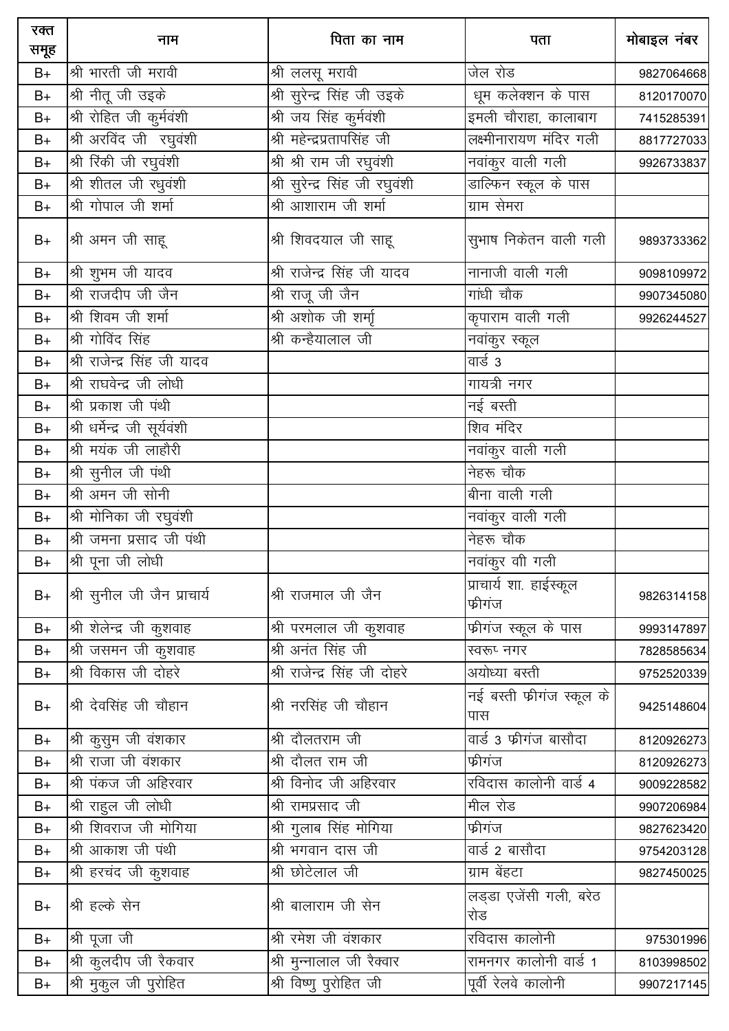| रक्त समूह | नाम | पिता का नाम | पता | मोबाइल नंबर |
|---|---|---|---|---|
| B+ | श्री भारती जी मरावी | श्री ललसू मरावी | जेल रोड | 9827064668 |
| B+ | श्री नीतू जी उइके | श्री सुरेन्द्र सिंह जी उइके | धूम कलेक्शन के पास | 8120170070 |
| B+ | श्री रोहित जी कुर्मवंशी | श्री जय सिंह कुर्मवंशी | इमली चौराहा, कालाबाग | 7415285391 |
| B+ | श्री अरविंद जी रघुवंशी | श्री महेन्द्रप्रतापसिंह जी | लक्ष्मीनारायण मंदिर गली | 8817727033 |
| B+ | श्री रिंकी जी रघुवंशी | श्री श्री राम जी रघुवंशी | नवांकुर वाली गली | 9926733837 |
| B+ | श्री शीतल जी रघुवंशी | श्री सुरेन्द्र सिंह जी रघुवंशी | डाल्फिन स्कूल के पास | |
| B+ | श्री गोपाल जी शर्मा | श्री आशाराम जी शर्मा | ग्राम सेमरा | |
| B+ | श्री अमन जी साहू | श्री शिवदयाल जी साहू | सुभाष निकेतन वाली गली | 9893733362 |
| B+ | श्री शुभम जी यादव | श्री राजेन्द्र सिंह जी यादव | नानाजी वाली गली | 9098109972 |
| B+ | श्री राजदीप जी जैन | श्री राजू जी जैन | गांधी चौक | 9907345080 |
| B+ | श्री शिवम जी शर्मा | श्री अशोक जी शर्मृ | कृपाराम वाली गली | 9926244527 |
| B+ | श्री गोविंद सिंह | श्री कन्हैयालाल जी | नवांकुर स्कूल | |
| B+ | श्री राजेन्द्र सिंह जी यादव | | वार्ड 3 | |
| B+ | श्री राघवेन्द्र जी लोधी | | गायत्री नगर | |
| B+ | श्री प्रकाश जी पंथी | | नई बस्ती | |
| B+ | श्री धर्मेन्द्र जी सूर्यवंशी | | शिव मंदिर | |
| B+ | श्री मयंक जी लाहौरी | | नवांकुर वाली गली | |
| B+ | श्री सुनील जी पंथी | | नेहरू चौक | |
| B+ | श्री अमन जी सोनी | | बीना वाली गली | |
| B+ | श्री मोनिका जी रघुवंशी | | नवांकुर वाली गली | |
| B+ | श्री जमना प्रसाद जी पंथी | | नेहरू चौक | |
| B+ | श्री पूना जी लोधी | | नवांकुर वी गली | |
| B+ | श्री सुनील जी जैन प्राचार्य | श्री राजमाल जी जैन | प्राचार्य शा. हाईस्कूल फ्रीगंज | 9826314158 |
| B+ | श्री शेलेन्द्र जी कुशवाह | श्री परमलाल जी कुशवाह | फ्रीगंज स्कूल के पास | 9993147897 |
| B+ | श्री जसमन जी कुशवाह | श्री अनंत सिंह जी | स्वरूप नगर | 7828585634 |
| B+ | श्री विकास जी दोहरे | श्री राजेन्द्र सिंह जी दोहरे | अयोध्या बस्ती | 9752520339 |
| B+ | श्री देवसिंह जी चौहान | श्री नरसिंह जी चौहान | नई बस्ती फ्रीगंज स्कूल के पास | 9425148604 |
| B+ | श्री कुसुम जी वंशकार | श्री दौलतराम जी | वार्ड 3 फ्रीगंज बासौदा | 8120926273 |
| B+ | श्री राजा जी वंशकार | श्री दौलत राम जी | फ्रीगंज | 8120926273 |
| B+ | श्री पंकज जी अहिरवार | श्री विनोद जी अहिरवार | रविदास कालोनी वार्ड 4 | 9009228582 |
| B+ | श्री राहुल जी लोधी | श्री रामप्रसाद जी | मील रोड | 9907206984 |
| B+ | श्री शिवराज जी मोगिया | श्री गुलाब सिंह मोगिया | फ्रीगंज | 9827623420 |
| B+ | श्री आकाश जी पंथी | श्री भगवान दास जी | वार्ड 2 बासौदा | 9754203128 |
| B+ | श्री हरचंद जी कुशवाह | श्री छोटेलाल जी | ग्राम बेंहटा | 9827450025 |
| B+ | श्री हल्के सेन | श्री बालाराम जी सेन | लड्डा एजेंसी गली, बरेठ रोड | |
| B+ | श्री पूजा जी | श्री रमेश जी वंशकार | रविदास कालोनी | 975301996 |
| B+ | श्री कुलदीप जी रैकवार | श्री मुन्नालाल जी रैक्वार | रामनगर कालोनी वार्ड 1 | 8103998502 |
| B+ | श्री मुकुल जी पुरोहित | श्री विष्णु पुरोहित जी | पूर्वी रेलवे कालोनी | 9907217145 |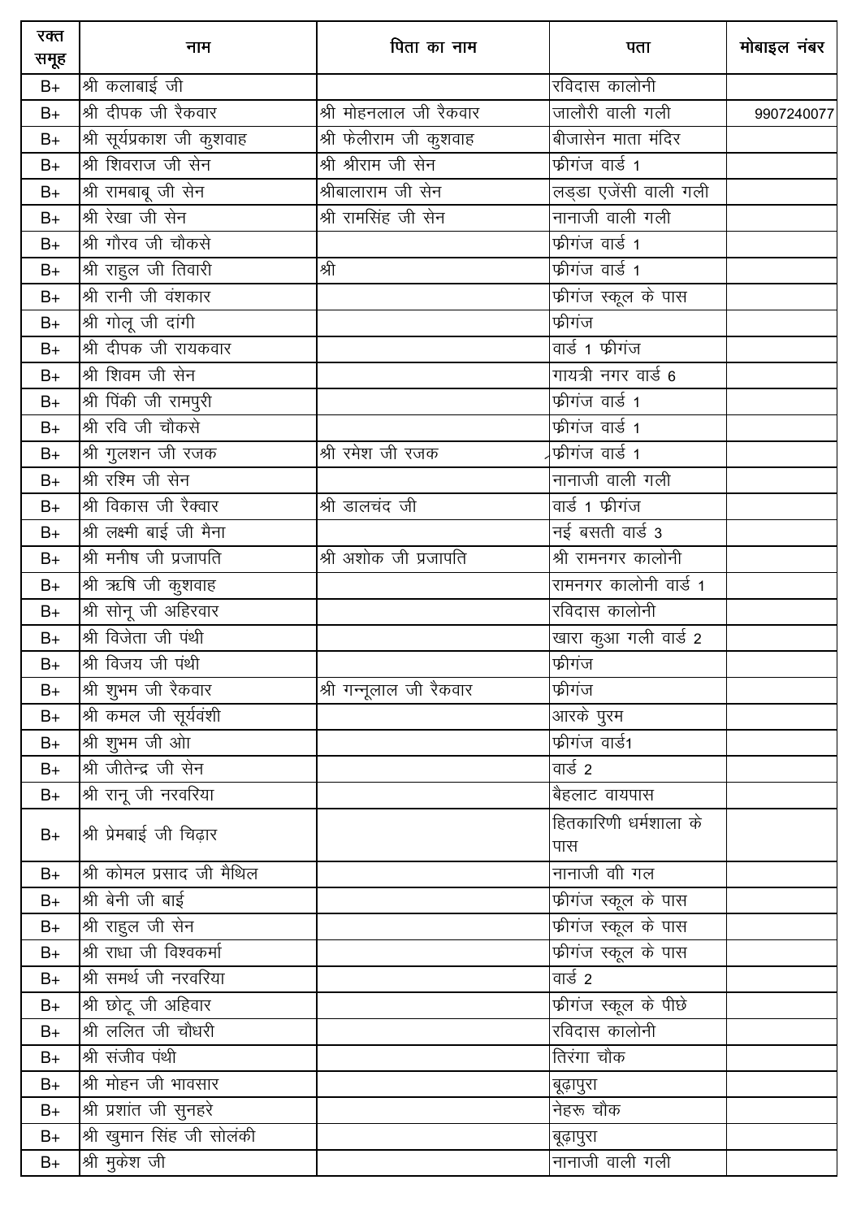| रक्त समूह | नाम | पिता का नाम | पता | मोबाइल नंबर |
|---|---|---|---|---|
| B+ | श्री कलाबाई जी | | रविदास कालोनी | |
| B+ | श्री दीपक जी रैकवार | श्री मोहनलाल जी रैकवार | जालौरी वाली गली | 9907240077 |
| B+ | श्री सूर्यप्रकाश जी कुशवाह | श्री फेलीराम जी कुशवाह | बीजासेन माता मंदिर | |
| B+ | श्री शिवराज जी सेन | श्री श्रीराम जी सेन | फ्रीगंज वार्ड 1 | |
| B+ | श्री रामबाबू जी सेन | श्रीबालाराम जी सेन | लड्डा एजेंसी वाली गली | |
| B+ | श्री रेखा जी सेन | श्री रामसिंह जी सेन | नानाजी वाली गली | |
| B+ | श्री गौरव जी चौकसे | | फ्रीगंज वार्ड 1 | |
| B+ | श्री राहुल जी तिवारी | श्री | फ्रीगंज वार्ड 1 | |
| B+ | श्री रानी जी वंशकार | | फ्रीगंज स्कूल के पास | |
| B+ | श्री गोलू जी दांगी | | फ्रीगंज | |
| B+ | श्री दीपक जी रायकवार | | वार्ड 1 फ्रीगंज | |
| B+ | श्री शिवम जी सेन | | गायत्री नगर वार्ड 6 | |
| B+ | श्री पिंकी जी रामपुरी | | फ्रीगंज वार्ड 1 | |
| B+ | श्री रवि जी चौकसे | | फ्रीगंज वार्ड 1 | |
| B+ | श्री गुलशन जी रजक | श्री रमेश जी रजक | फ्रीगंज वार्ड 1 | |
| B+ | श्री रश्मि जी सेन | | नानाजी वाली गली | |
| B+ | श्री विकास जी रैक्वार | श्री डालचंद जी | वार्ड 1 फ्रीगंज | |
| B+ | श्री लक्ष्मी बाई जी मैना | | नई बसती वार्ड 3 | |
| B+ | श्री मनीष जी प्रजापति | श्री अशोक जी प्रजापति | श्री रामनगर कालोनी | |
| B+ | श्री ऋषि जी कुशवाह | | रामनगर कालोनी वार्ड 1 | |
| B+ | श्री सोनू जी अहिरवार | | रविदास कालोनी | |
| B+ | श्री विजेता जी पंथी | | खारा कुआ गली वार्ड 2 | |
| B+ | श्री विजय जी पंथी | | फ्रीगंज | |
| B+ | श्री शुभम जी रैकवार | श्री गन्नूलाल जी रैकवार | फ्रीगंज | |
| B+ | श्री कमल जी सूर्यवंशी | | आरके पुरम | |
| B+ | श्री शुभम जी ओा | | फ्रीगंज वार्ड1 | |
| B+ | श्री जीतेन्द्र जी सेन | | वार्ड 2 | |
| B+ | श्री रानू जी नरवरिया | | बैहलाट वायपास | |
| B+ | श्री प्रेमबाई जी चिढ़ार | | हितकारिणी धर्मशाला के पास | |
| B+ | श्री कोमल प्रसाद जी मैथिल | | नानाजी वी गल | |
| B+ | श्री बेनी जी बाई | | फ्रीगंज स्कूल के पास | |
| B+ | श्री राहुल जी सेन | | फ्रीगंज स्कूल के पास | |
| B+ | श्री राधा जी विश्वकर्मा | | फ्रीगंज स्कूल के पास | |
| B+ | श्री समर्थ जी नरवरिया | | वार्ड 2 | |
| B+ | श्री छोटू जी अहिवार | | फ्रीगंज स्कूल के पीछे | |
| B+ | श्री ललित जी चौधरी | | रविदास कालोनी | |
| B+ | श्री संजीव पंथी | | तिरंगा चौक | |
| B+ | श्री मोहन जी भावसार | | बूढ़ापुरा | |
| B+ | श्री प्रशांत जी सुनहरे | | नेहरू चौक | |
| B+ | श्री खुमान सिंह जी सोलंकी | | बूढ़ापुरा | |
| B+ | श्री मुकेश जी | | नानाजी वाली गली | |